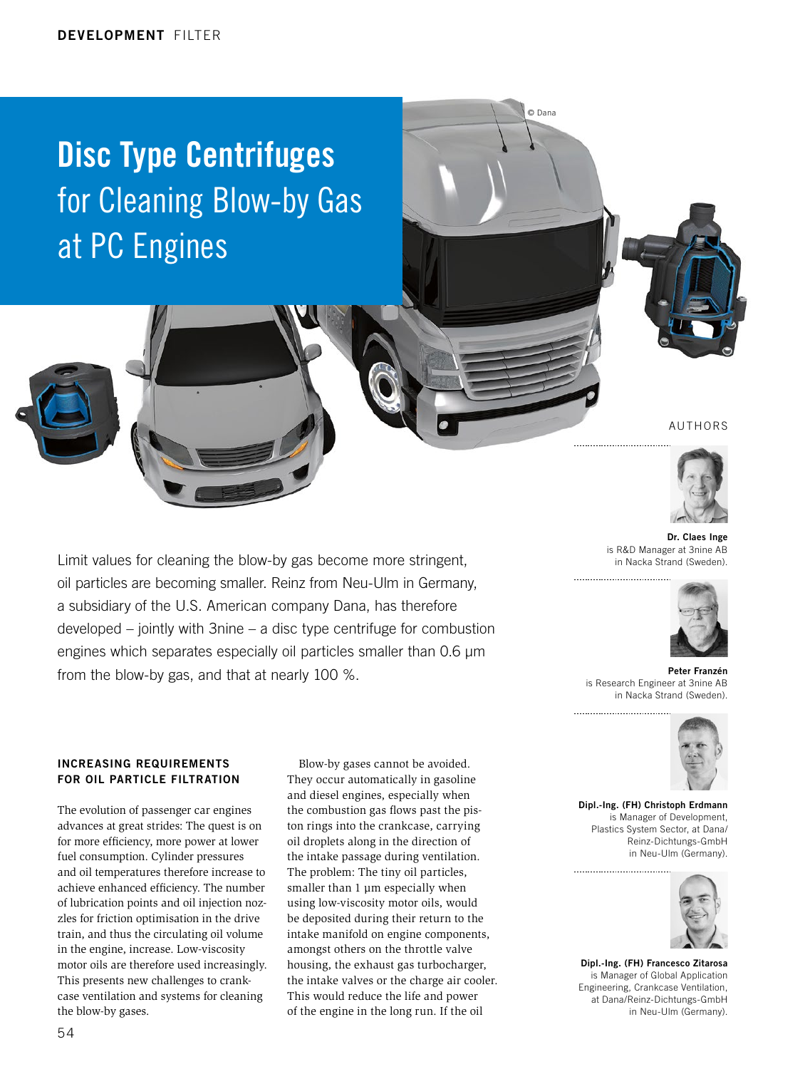# Disc Type Centrifuges for Cleaning Blow-by Gas at PC Engines

Limit values for cleaning the blow-by gas become more stringent, oil particles are becoming smaller. Reinz from Neu-Ulm in Germany, a subsidiary of the U.S. American company Dana, has therefore developed – jointly with 3nine – a disc type centrifuge for combustion engines which separates especially oil particles smaller than 0.6 µm from the blow-by gas, and that at nearly 100 %.

AUTHORS

**Dr. Claes Inge**
is R&D Manager at 3nine AB in Nacka Strand (Sweden).

**Peter Franzén**
is Research Engineer at 3nine AB in Nacka Strand (Sweden).

**Dipl.-Ing. (FH) Christoph Erdmann**
is Manager of Development, Plastics System Sector, at Dana/Reinz-Dichtungs-GmbH in Neu-Ulm (Germany).

**Dipl.-Ing. (FH) Francesco Zitarosa**
is Manager of Global Application Engineering, Crankcase Ventilation, at Dana/Reinz-Dichtungs-GmbH in Neu-Ulm (Germany).

## INCREASING REQUIREMENTS FOR OIL PARTICLE FILTRATION

The evolution of passenger car engines advances at great strides: The quest is on for more efficiency, more power at lower fuel consumption. Cylinder pressures and oil temperatures therefore increase to achieve enhanced efficiency. The number of lubrication points and oil injection nozzles for friction optimisation in the drive train, and thus the circulating oil volume in the engine, increase. Low-viscosity motor oils are therefore used increasingly. This presents new challenges to crankcase ventilation and systems for cleaning the blow-by gases.

Blow-by gases cannot be avoided. They occur automatically in gasoline and diesel engines, especially when the combustion gas flows past the piston rings into the crankcase, carrying oil droplets along in the direction of the intake passage during ventilation. The problem: The tiny oil particles, smaller than 1 µm especially when using low-viscosity motor oils, would be deposited during their return to the intake manifold on engine components, amongst others on the throttle valve housing, the exhaust gas turbocharger, the intake valves or the charge air cooler. This would reduce the life and power of the engine in the long run. If the oil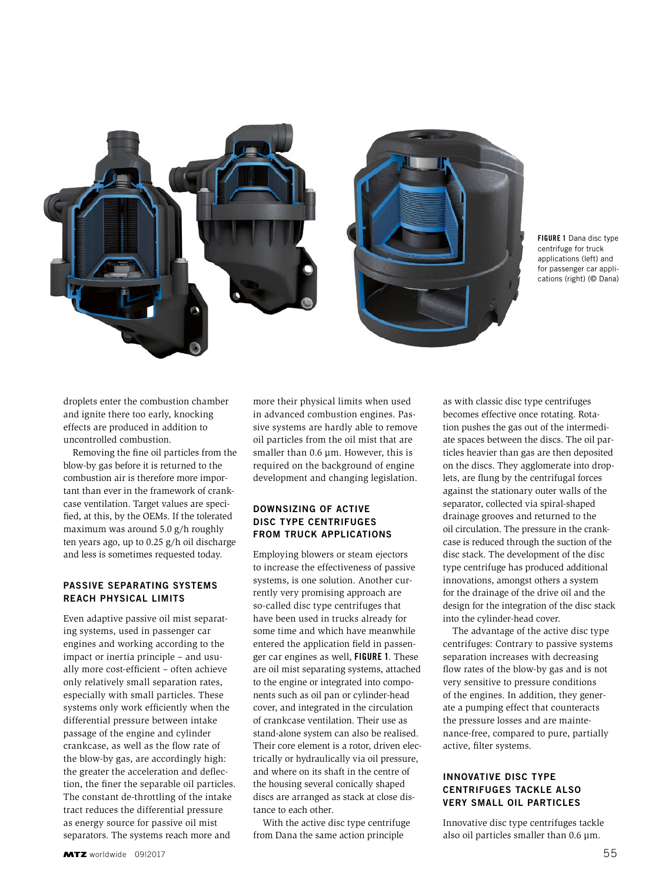**FIGURE 1** Dana disc type centrifuge for truck applications (left) and for passenger car applications (right) (© Dana)

droplets enter the combustion chamber and ignite there too early, knocking effects are produced in addition to uncontrolled combustion.

Removing the fine oil particles from the blow-by gas before it is returned to the combustion air is therefore more important than ever in the framework of crankcase ventilation. Target values are specified, at this, by the OEMs. If the tolerated maximum was around 5.0 g/h roughly ten years ago, up to 0.25 g/h oil discharge and less is sometimes requested today.

## PASSIVE SEPARATING SYSTEMS REACH PHYSICAL LIMITS

Even adaptive passive oil mist separating systems, used in passenger car engines and working according to the impact or inertia principle – and usually more cost-efficient – often achieve only relatively small separation rates, especially with small particles. These systems only work efficiently when the differential pressure between intake passage of the engine and cylinder crankcase, as well as the flow rate of the blow-by gas, are accordingly high: the greater the acceleration and deflection, the finer the separable oil particles. The constant de-throttling of the intake tract reduces the differential pressure as energy source for passive oil mist separators. The systems reach more and more their physical limits when used in advanced combustion engines. Passive systems are hardly able to remove oil particles from the oil mist that are smaller than 0.6 µm. However, this is required on the background of engine development and changing legislation.

## DOWNSIZING OF ACTIVE DISC TYPE CENTRIFUGES FROM TRUCK APPLICATIONS

Employing blowers or steam ejectors to increase the effectiveness of passive systems, is one solution. Another currently very promising approach are so-called disc type centrifuges that have been used in trucks already for some time and which have meanwhile entered the application field in passenger car engines as well, **FIGURE 1**. These are oil mist separating systems, attached to the engine or integrated into components such as oil pan or cylinder-head cover, and integrated in the circulation of crankcase ventilation. Their use as stand-alone system can also be realised. Their core element is a rotor, driven electrically or hydraulically via oil pressure, and where on its shaft in the centre of the housing several conically shaped discs are arranged as stack at close distance to each other.

With the active disc type centrifuge from Dana the same action principle as with classic disc type centrifuges becomes effective once rotating. Rotation pushes the gas out of the intermediate spaces between the discs. The oil particles heavier than gas are then deposited on the discs. They agglomerate into droplets, are flung by the centrifugal forces against the stationary outer walls of the separator, collected via spiral-shaped drainage grooves and returned to the oil circulation. The pressure in the crankcase is reduced through the suction of the disc stack. The development of the disc type centrifuge has produced additional innovations, amongst others a system for the drainage of the drive oil and the design for the integration of the disc stack into the cylinder-head cover.

The advantage of the active disc type centrifuges: Contrary to passive systems separation increases with decreasing flow rates of the blow-by gas and is not very sensitive to pressure conditions of the engines. In addition, they generate a pumping effect that counteracts the pressure losses and are maintenance-free, compared to pure, partially active, filter systems.

## INNOVATIVE DISC TYPE CENTRIFUGES TACKLE ALSO VERY SMALL OIL PARTICLES

Innovative disc type centrifuges tackle also oil particles smaller than 0.6 µm.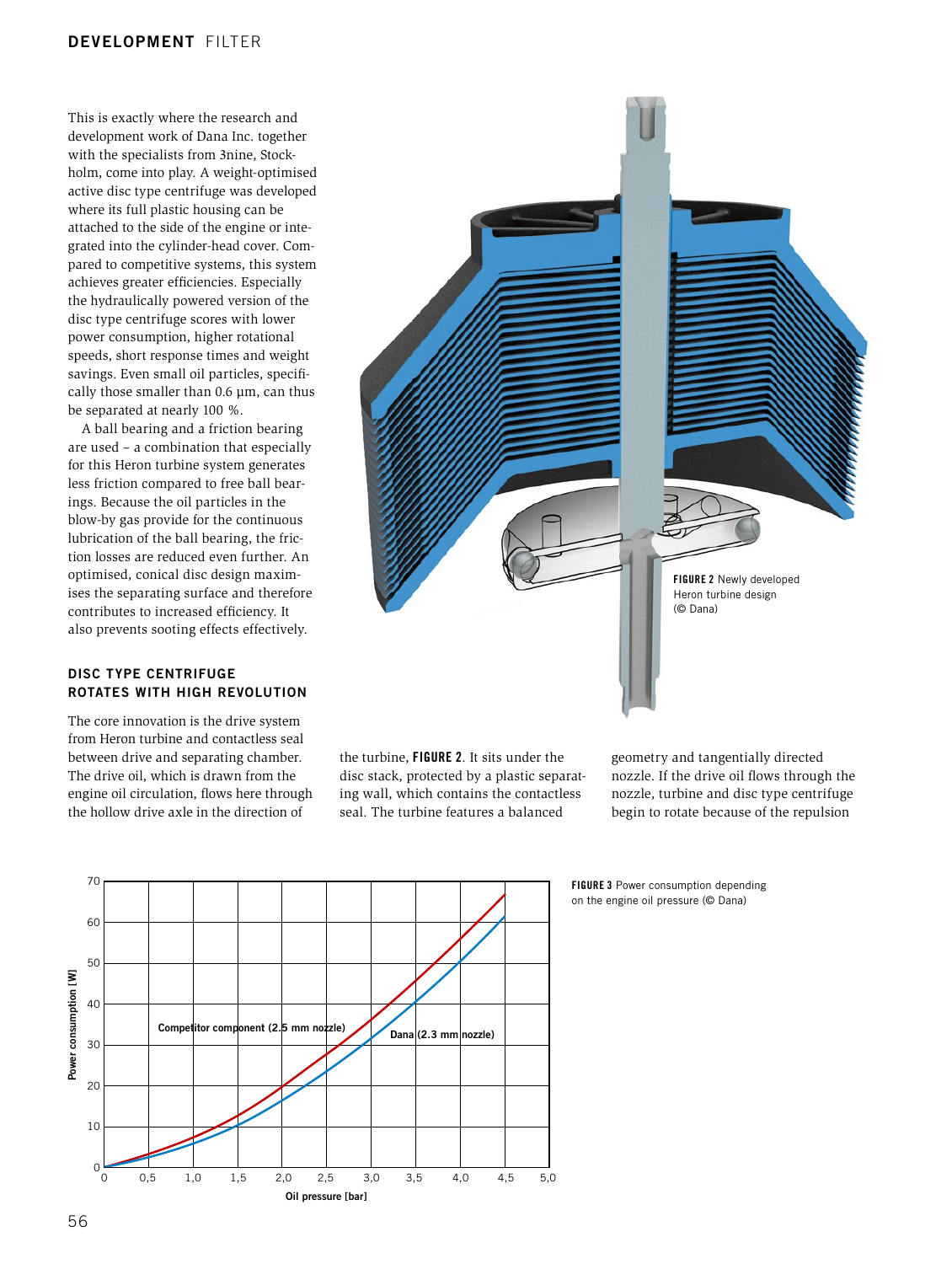This is exactly where the research and development work of Dana Inc. together with the specialists from 3nine, Stockholm, come into play. A weight-optimised active disc type centrifuge was developed where its full plastic housing can be attached to the side of the engine or integrated into the cylinder-head cover. Compared to competitive systems, this system achieves greater efficiencies. Especially the hydraulically powered version of the disc type centrifuge scores with lower power consumption, higher rotational speeds, short response times and weight savings. Even small oil particles, specifically those smaller than 0.6 µm, can thus be separated at nearly 100 %.

A ball bearing and a friction bearing are used – a combination that especially for this Heron turbine system generates less friction compared to free ball bearings. Because the oil particles in the blow-by gas provide for the continuous lubrication of the ball bearing, the friction losses are reduced even further. An optimised, conical disc design maximises the separating surface and therefore contributes to increased efficiency. It also prevents sooting effects effectively.

**FIGURE 2** Newly developed Heron turbine design (© Dana)

## DISC TYPE CENTRIFUGE ROTATES WITH HIGH REVOLUTION

The core innovation is the drive system from Heron turbine and contactless seal between drive and separating chamber. The drive oil, which is drawn from the engine oil circulation, flows here through the hollow drive axle in the direction of the turbine, **FIGURE 2**. It sits under the disc stack, protected by a plastic separating wall, which contains the contactless seal. The turbine features a balanced geometry and tangentially directed nozzle. If the drive oil flows through the nozzle, turbine and disc type centrifuge begin to rotate because of the repulsion

**FIGURE 3** Power consumption depending on the engine oil pressure (© Dana)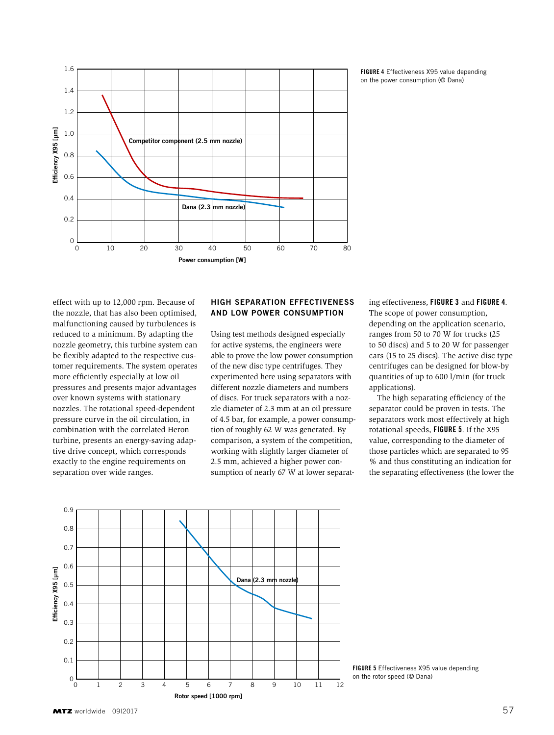FIGURE 4 Effectiveness X95 value depending on the power consumption (© Dana)

effect with up to 12,000 rpm. Because of the nozzle, that has also been optimised, malfunctioning caused by turbulences is reduced to a minimum. By adapting the nozzle geometry, this turbine system can be flexibly adapted to the respective customer requirements. The system operates more efficiently especially at low oil pressures and presents major advantages over known systems with stationary nozzles. The rotational speed-dependent pressure curve in the oil circulation, in combination with the correlated Heron turbine, presents an energy-saving adaptive drive concept, which corresponds exactly to the engine requirements on separation over wide ranges.

## HIGH SEPARATION EFFECTIVENESS AND LOW POWER CONSUMPTION

Using test methods designed especially for active systems, the engineers were able to prove the low power consumption of the new disc type centrifuges. They experimented here using separators with different nozzle diameters and numbers of discs. For truck separators with a nozzle diameter of 2.3 mm at an oil pressure of 4.5 bar, for example, a power consumption of roughly 62 W was generated. By comparison, a system of the competition, working with slightly larger diameter of 2.5 mm, achieved a higher power consumption of nearly 67 W at lower separating effectiveness, **FIGURE 3** and **FIGURE 4**. The scope of power consumption, depending on the application scenario, ranges from 50 to 70 W for trucks (25 to 50 discs) and 5 to 20 W for passenger cars (15 to 25 discs). The active disc type centrifuges can be designed for blow-by quantities of up to 600 l/min (for truck applications).

The high separating efficiency of the separator could be proven in tests. The separators work most effectively at high rotational speeds, **FIGURE 5**. If the X95 value, corresponding to the diameter of those particles which are separated to 95 % and thus constituting an indication for the separating effectiveness (the lower the

FIGURE 5 Effectiveness X95 value depending on the rotor speed (© Dana)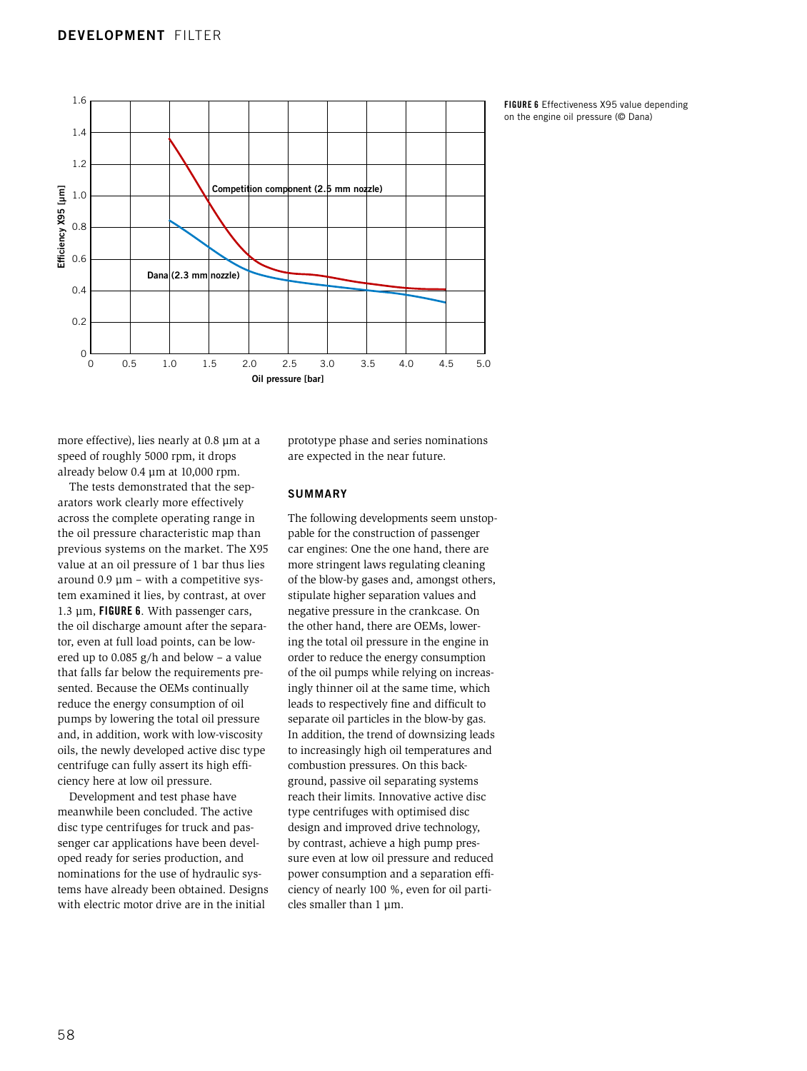**FIGURE 6** Effectiveness X95 value depending on the engine oil pressure (© Dana)

more effective), lies nearly at 0.8 µm at a speed of roughly 5000 rpm, it drops already below 0.4 µm at 10,000 rpm.

The tests demonstrated that the separators work clearly more effectively across the complete operating range in the oil pressure characteristic map than previous systems on the market. The X95 value at an oil pressure of 1 bar thus lies around 0.9 µm – with a competitive system examined it lies, by contrast, at over 1.3 µm, **FIGURE 6**. With passenger cars, the oil discharge amount after the separator, even at full load points, can be lowered up to 0.085 g/h and below – a value that falls far below the requirements presented. Because the OEMs continually reduce the energy consumption of oil pumps by lowering the total oil pressure and, in addition, work with low-viscosity oils, the newly developed active disc type centrifuge can fully assert its high efficiency here at low oil pressure.

Development and test phase have meanwhile been concluded. The active disc type centrifuges for truck and passenger car applications have been developed ready for series production, and nominations for the use of hydraulic systems have already been obtained. Designs with electric motor drive are in the initial prototype phase and series nominations are expected in the near future.

## SUMMARY

The following developments seem unstoppable for the construction of passenger car engines: One the one hand, there are more stringent laws regulating cleaning of the blow-by gases and, amongst others, stipulate higher separation values and negative pressure in the crankcase. On the other hand, there are OEMs, lowering the total oil pressure in the engine in order to reduce the energy consumption of the oil pumps while relying on increasingly thinner oil at the same time, which leads to respectively fine and difficult to separate oil particles in the blow-by gas. In addition, the trend of downsizing leads to increasingly high oil temperatures and combustion pressures. On this background, passive oil separating systems reach their limits. Innovative active disc type centrifuges with optimised disc design and improved drive technology, by contrast, achieve a high pump pressure even at low oil pressure and reduced power consumption and a separation efficiency of nearly 100 %, even for oil particles smaller than 1 µm.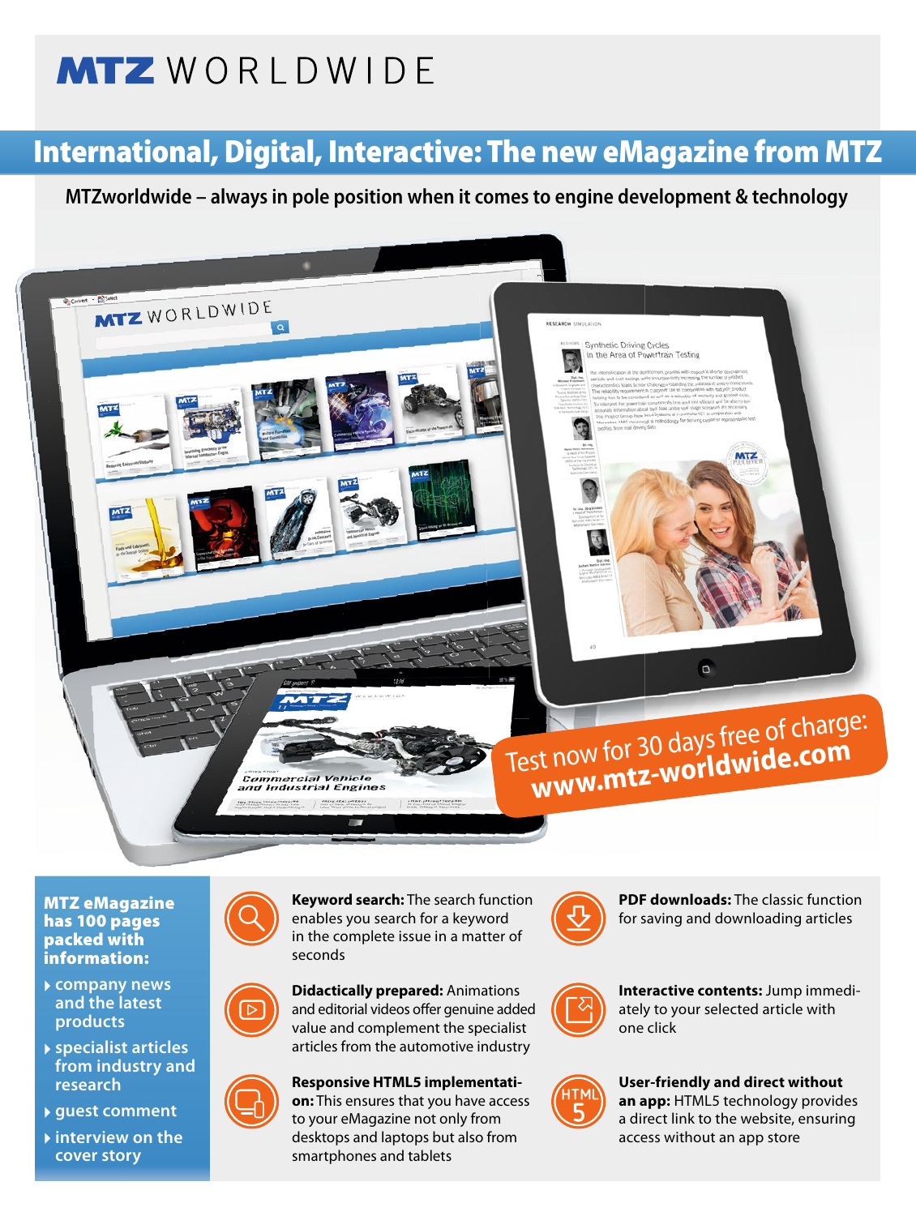# MTZ WORLDWIDE

## International, Digital, Interactive: The new eMagazine from MTZ

**MTZworldwide – always in pole position when it comes to engine development & technology**

Test now for 30 days free of charge:
**www.mtz-worldwide.com**

**MTZ eMagazine has 100 pages packed with information:**

- company news and the latest products
- specialist articles from industry and research
- guest comment
- interview on the cover story

**Keyword search:** The search function enables you search for a keyword in the complete issue in a matter of seconds

**PDF downloads:** The classic function for saving and downloading articles

**Didactically prepared:** Animations and editorial videos offer genuine added value and complement the specialist articles from the automotive industry

**Interactive contents:** Jump immediately to your selected article with one click

**Responsive HTML5 implementation:** This ensures that you have access to your eMagazine not only from desktops and laptops but also from smartphones and tablets

**User-friendly and direct without an app:** HTML5 technology provides a direct link to the website, ensuring access without an app store